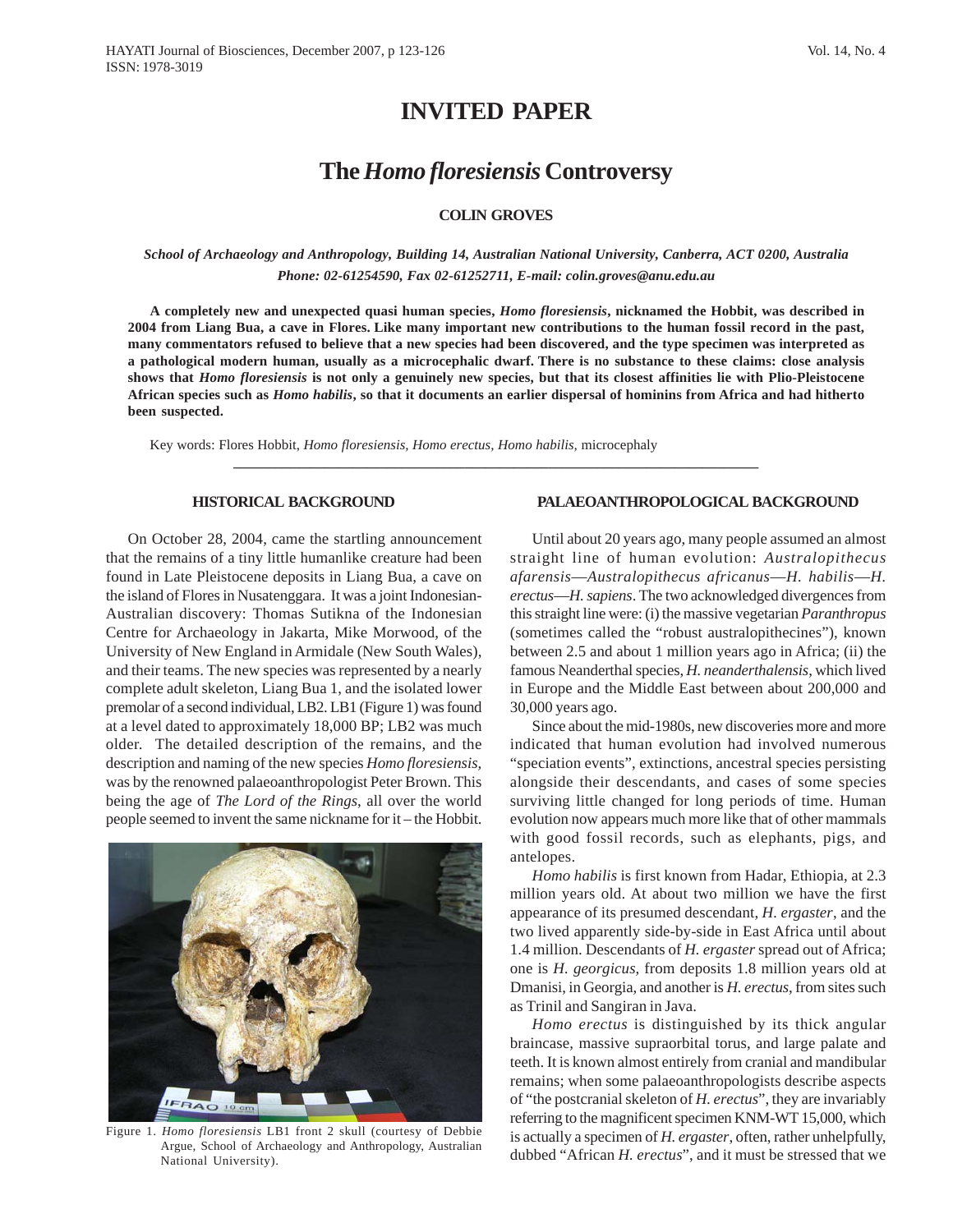# INVITED PAPER

## The *Homo floresiensis* Controversy

**COLIN GROVES**

***School of Archaeology and Anthropology, Building 14, Australian National University, Canberra, ACT 0200, Australia***
***Phone: 02-61254590, Fax 02-61252711, E-mail: colin.groves@anu.edu.au***

**A completely new and unexpected quasi human species, *Homo floresiensis*, nicknamed the Hobbit, was described in 2004 from Liang Bua, a cave in Flores. Like many important new contributions to the human fossil record in the past, many commentators refused to believe that a new species had been discovered, and the type specimen was interpreted as a pathological modern human, usually as a microcephalic dwarf. There is no substance to these claims: close analysis shows that *Homo floresiensis* is not only a genuinely new species, but that its closest affinities lie with Plio-Pleistocene African species such as *Homo habilis*, so that it documents an earlier dispersal of hominins from Africa and had hitherto been suspected.**

Key words: Flores Hobbit, *Homo floresiensis, Homo erectus, Homo habilis,* microcephaly

### HISTORICAL BACKGROUND

On October 28, 2004, came the startling announcement that the remains of a tiny little humanlike creature had been found in Late Pleistocene deposits in Liang Bua, a cave on the island of Flores in Nusatenggara. It was a joint Indonesian-Australian discovery: Thomas Sutikna of the Indonesian Centre for Archaeology in Jakarta, Mike Morwood, of the University of New England in Armidale (New South Wales), and their teams. The new species was represented by a nearly complete adult skeleton, Liang Bua 1, and the isolated lower premolar of a second individual, LB2. LB1 (Figure 1) was found at a level dated to approximately 18,000 BP; LB2 was much older. The detailed description of the remains, and the description and naming of the new species *Homo floresiensis,* was by the renowned palaeoanthropologist Peter Brown. This being the age of *The Lord of the Rings*, all over the world people seemed to invent the same nickname for it – the Hobbit.

Figure 1. *Homo floresiensis* LB1 front 2 skull (courtesy of Debbie Argue, School of Archaeology and Anthropology, Australian National University).

### PALAEOANTHROPOLOGICAL BACKGROUND

Until about 20 years ago, many people assumed an almost straight line of human evolution: *Australopithecus afarensis*—*Australopithecus africanus*—*H. habilis*—*H. erectus*—*H. sapiens*. The two acknowledged divergences from this straight line were: (i) the massive vegetarian *Paranthropus* (sometimes called the "robust australopithecines"), known between 2.5 and about 1 million years ago in Africa; (ii) the famous Neanderthal species, *H. neanderthalensis*, which lived in Europe and the Middle East between about 200,000 and 30,000 years ago.

Since about the mid-1980s, new discoveries more and more indicated that human evolution had involved numerous "speciation events", extinctions, ancestral species persisting alongside their descendants, and cases of some species surviving little changed for long periods of time. Human evolution now appears much more like that of other mammals with good fossil records, such as elephants, pigs, and antelopes.

*Homo habilis* is first known from Hadar, Ethiopia, at 2.3 million years old. At about two million we have the first appearance of its presumed descendant, *H. ergaster*, and the two lived apparently side-by-side in East Africa until about 1.4 million. Descendants of *H. ergaster* spread out of Africa; one is *H. georgicus*, from deposits 1.8 million years old at Dmanisi, in Georgia, and another is *H. erectus*, from sites such as Trinil and Sangiran in Java.

*Homo erectus* is distinguished by its thick angular braincase, massive supraorbital torus, and large palate and teeth. It is known almost entirely from cranial and mandibular remains; when some palaeoanthropologists describe aspects of "the postcranial skeleton of *H. erectus*", they are invariably referring to the magnificent specimen KNM-WT 15,000, which is actually a specimen of *H. ergaster*, often, rather unhelpfully, dubbed "African *H. erectus*", and it must be stressed that we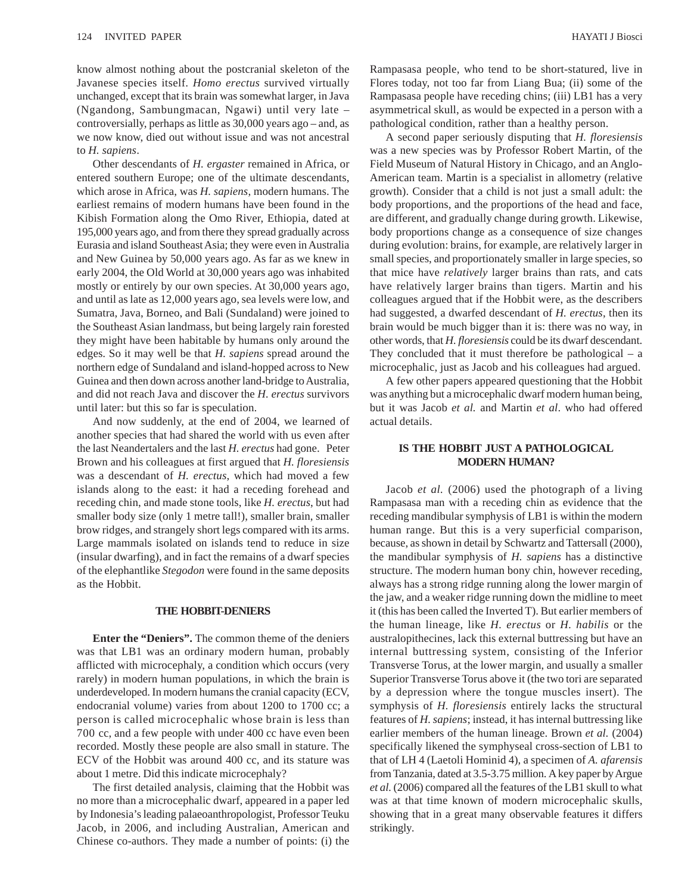know almost nothing about the postcranial skeleton of the Javanese species itself. *Homo erectus* survived virtually unchanged, except that its brain was somewhat larger, in Java (Ngandong, Sambungmacan, Ngawi) until very late – controversially, perhaps as little as 30,000 years ago – and, as we now know, died out without issue and was not ancestral to *H. sapiens*.

Other descendants of *H. ergaster* remained in Africa, or entered southern Europe; one of the ultimate descendants, which arose in Africa, was *H. sapiens*, modern humans. The earliest remains of modern humans have been found in the Kibish Formation along the Omo River, Ethiopia, dated at 195,000 years ago, and from there they spread gradually across Eurasia and island Southeast Asia; they were even in Australia and New Guinea by 50,000 years ago. As far as we knew in early 2004, the Old World at 30,000 years ago was inhabited mostly or entirely by our own species. At 30,000 years ago, and until as late as 12,000 years ago, sea levels were low, and Sumatra, Java, Borneo, and Bali (Sundaland) were joined to the Southeast Asian landmass, but being largely rain forested they might have been habitable by humans only around the edges. So it may well be that *H. sapiens* spread around the northern edge of Sundaland and island-hopped across to New Guinea and then down across another land-bridge to Australia, and did not reach Java and discover the *H. erectus* survivors until later: but this so far is speculation.

And now suddenly, at the end of 2004, we learned of another species that had shared the world with us even after the last Neandertalers and the last *H. erectus* had gone. Peter Brown and his colleagues at first argued that *H. floresiensis* was a descendant of *H. erectus*, which had moved a few islands along to the east: it had a receding forehead and receding chin, and made stone tools, like *H. erectus*, but had smaller body size (only 1 metre tall!), smaller brain, smaller brow ridges, and strangely short legs compared with its arms. Large mammals isolated on islands tend to reduce in size (insular dwarfing), and in fact the remains of a dwarf species of the elephantlike *Stegodon* were found in the same deposits as the Hobbit.

## THE HOBBIT-DENIERS

**Enter the "Deniers".** The common theme of the deniers was that LB1 was an ordinary modern human, probably afflicted with microcephaly, a condition which occurs (very rarely) in modern human populations, in which the brain is underdeveloped. In modern humans the cranial capacity (ECV, endocranial volume) varies from about 1200 to 1700 cc; a person is called microcephalic whose brain is less than 700 cc, and a few people with under 400 cc have even been recorded. Mostly these people are also small in stature. The ECV of the Hobbit was around 400 cc, and its stature was about 1 metre. Did this indicate microcephaly?

The first detailed analysis, claiming that the Hobbit was no more than a microcephalic dwarf, appeared in a paper led by Indonesia's leading palaeoanthropologist, Professor Teuku Jacob, in 2006, and including Australian, American and Chinese co-authors. They made a number of points: (i) the Rampasasa people, who tend to be short-statured, live in Flores today, not too far from Liang Bua; (ii) some of the Rampasasa people have receding chins; (iii) LB1 has a very asymmetrical skull, as would be expected in a person with a pathological condition, rather than a healthy person.

A second paper seriously disputing that *H. floresiensis* was a new species was by Professor Robert Martin, of the Field Museum of Natural History in Chicago, and an Anglo-American team. Martin is a specialist in allometry (relative growth). Consider that a child is not just a small adult: the body proportions, and the proportions of the head and face, are different, and gradually change during growth. Likewise, body proportions change as a consequence of size changes during evolution: brains, for example, are relatively larger in small species, and proportionately smaller in large species, so that mice have *relatively* larger brains than rats, and cats have relatively larger brains than tigers. Martin and his colleagues argued that if the Hobbit were, as the describers had suggested, a dwarfed descendant of *H. erectus*, then its brain would be much bigger than it is: there was no way, in other words, that *H. floresiensis* could be its dwarf descendant. They concluded that it must therefore be pathological – a microcephalic, just as Jacob and his colleagues had argued.

A few other papers appeared questioning that the Hobbit was anything but a microcephalic dwarf modern human being, but it was Jacob *et al.* and Martin *et al*. who had offered actual details.

## IS THE HOBBIT JUST A PATHOLOGICAL MODERN HUMAN?

Jacob *et al.* (2006) used the photograph of a living Rampasasa man with a receding chin as evidence that the receding mandibular symphysis of LB1 is within the modern human range. But this is a very superficial comparison, because, as shown in detail by Schwartz and Tattersall (2000), the mandibular symphysis of *H. sapiens* has a distinctive structure. The modern human bony chin, however receding, always has a strong ridge running along the lower margin of the jaw, and a weaker ridge running down the midline to meet it (this has been called the Inverted T). But earlier members of the human lineage, like *H. erectus* or *H. habilis* or the australopithecines, lack this external buttressing but have an internal buttressing system, consisting of the Inferior Transverse Torus, at the lower margin, and usually a smaller Superior Transverse Torus above it (the two tori are separated by a depression where the tongue muscles insert). The symphysis of *H. floresiensis* entirely lacks the structural features of *H. sapiens*; instead, it has internal buttressing like earlier members of the human lineage. Brown *et al.* (2004) specifically likened the symphyseal cross-section of LB1 to that of LH 4 (Laetoli Hominid 4), a specimen of *A. afarensis* from Tanzania, dated at 3.5-3.75 million. A key paper by Argue *et al.* (2006) compared all the features of the LB1 skull to what was at that time known of modern microcephalic skulls, showing that in a great many observable features it differs strikingly.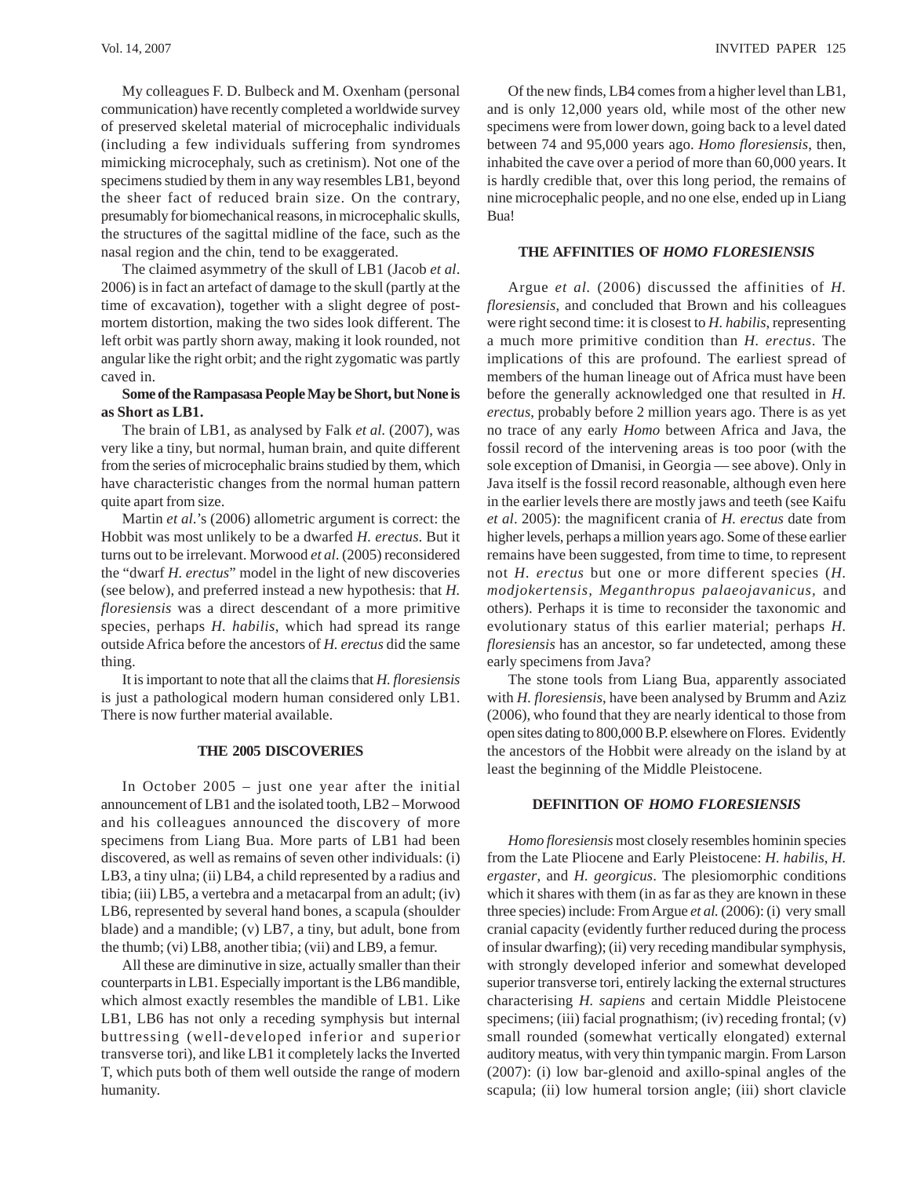My colleagues F. D. Bulbeck and M. Oxenham (personal communication) have recently completed a worldwide survey of preserved skeletal material of microcephalic individuals (including a few individuals suffering from syndromes mimicking microcephaly, such as cretinism). Not one of the specimens studied by them in any way resembles LB1, beyond the sheer fact of reduced brain size. On the contrary, presumably for biomechanical reasons, in microcephalic skulls, the structures of the sagittal midline of the face, such as the nasal region and the chin, tend to be exaggerated.

The claimed asymmetry of the skull of LB1 (Jacob *et al*. 2006) is in fact an artefact of damage to the skull (partly at the time of excavation), together with a slight degree of post-mortem distortion, making the two sides look different. The left orbit was partly shorn away, making it look rounded, not angular like the right orbit; and the right zygomatic was partly caved in.

**Some of the Rampasasa People May be Short, but None is as Short as LB1.**

The brain of LB1, as analysed by Falk *et al*. (2007), was very like a tiny, but normal, human brain, and quite different from the series of microcephalic brains studied by them, which have characteristic changes from the normal human pattern quite apart from size.

Martin *et al*.'s (2006) allometric argument is correct: the Hobbit was most unlikely to be a dwarfed *H. erectus*. But it turns out to be irrelevant. Morwood *et al*. (2005) reconsidered the "dwarf *H. erectus*" model in the light of new discoveries (see below), and preferred instead a new hypothesis: that *H. floresiensis* was a direct descendant of a more primitive species, perhaps *H. habilis*, which had spread its range outside Africa before the ancestors of *H. erectus* did the same thing.

It is important to note that all the claims that *H. floresiensis* is just a pathological modern human considered only LB1. There is now further material available.

## THE 2005 DISCOVERIES

In October 2005 – just one year after the initial announcement of LB1 and the isolated tooth, LB2 – Morwood and his colleagues announced the discovery of more specimens from Liang Bua. More parts of LB1 had been discovered, as well as remains of seven other individuals: (i) LB3, a tiny ulna; (ii) LB4, a child represented by a radius and tibia; (iii) LB5, a vertebra and a metacarpal from an adult; (iv) LB6, represented by several hand bones, a scapula (shoulder blade) and a mandible; (v) LB7, a tiny, but adult, bone from the thumb; (vi) LB8, another tibia; (vii) and LB9, a femur.

All these are diminutive in size, actually smaller than their counterparts in LB1. Especially important is the LB6 mandible, which almost exactly resembles the mandible of LB1. Like LB1, LB6 has not only a receding symphysis but internal buttressing (well-developed inferior and superior transverse tori), and like LB1 it completely lacks the Inverted T, which puts both of them well outside the range of modern humanity.

Of the new finds, LB4 comes from a higher level than LB1, and is only 12,000 years old, while most of the other new specimens were from lower down, going back to a level dated between 74 and 95,000 years ago. *Homo floresiensis*, then, inhabited the cave over a period of more than 60,000 years. It is hardly credible that, over this long period, the remains of nine microcephalic people, and no one else, ended up in Liang Bua!

## THE AFFINITIES OF *HOMO FLORESIENSIS*

Argue *et al.* (2006) discussed the affinities of *H. floresiensis*, and concluded that Brown and his colleagues were right second time: it is closest to *H. habilis*, representing a much more primitive condition than *H. erectus*. The implications of this are profound. The earliest spread of members of the human lineage out of Africa must have been before the generally acknowledged one that resulted in *H. erectus*, probably before 2 million years ago. There is as yet no trace of any early *Homo* between Africa and Java, the fossil record of the intervening areas is too poor (with the sole exception of Dmanisi, in Georgia — see above). Only in Java itself is the fossil record reasonable, although even here in the earlier levels there are mostly jaws and teeth (see Kaifu *et al*. 2005): the magnificent crania of *H. erectus* date from higher levels, perhaps a million years ago. Some of these earlier remains have been suggested, from time to time, to represent not *H. erectus* but one or more different species (*H. modjokertensis, Meganthropus palaeojavanicus*, and others). Perhaps it is time to reconsider the taxonomic and evolutionary status of this earlier material; perhaps *H. floresiensis* has an ancestor, so far undetected, among these early specimens from Java?

The stone tools from Liang Bua, apparently associated with *H. floresiensis*, have been analysed by Brumm and Aziz (2006), who found that they are nearly identical to those from open sites dating to 800,000 B.P. elsewhere on Flores. Evidently the ancestors of the Hobbit were already on the island by at least the beginning of the Middle Pleistocene.

## DEFINITION OF *HOMO FLORESIENSIS*

*Homo floresiensis* most closely resembles hominin species from the Late Pliocene and Early Pleistocene: *H. habilis*, *H. ergaster*, and *H. georgicus*. The plesiomorphic conditions which it shares with them (in as far as they are known in these three species) include: From Argue *et al.* (2006): (i) very small cranial capacity (evidently further reduced during the process of insular dwarfing); (ii) very receding mandibular symphysis, with strongly developed inferior and somewhat developed superior transverse tori, entirely lacking the external structures characterising *H. sapiens* and certain Middle Pleistocene specimens; (iii) facial prognathism; (iv) receding frontal; (v) small rounded (somewhat vertically elongated) external auditory meatus, with very thin tympanic margin. From Larson (2007): (i) low bar-glenoid and axillo-spinal angles of the scapula; (ii) low humeral torsion angle; (iii) short clavicle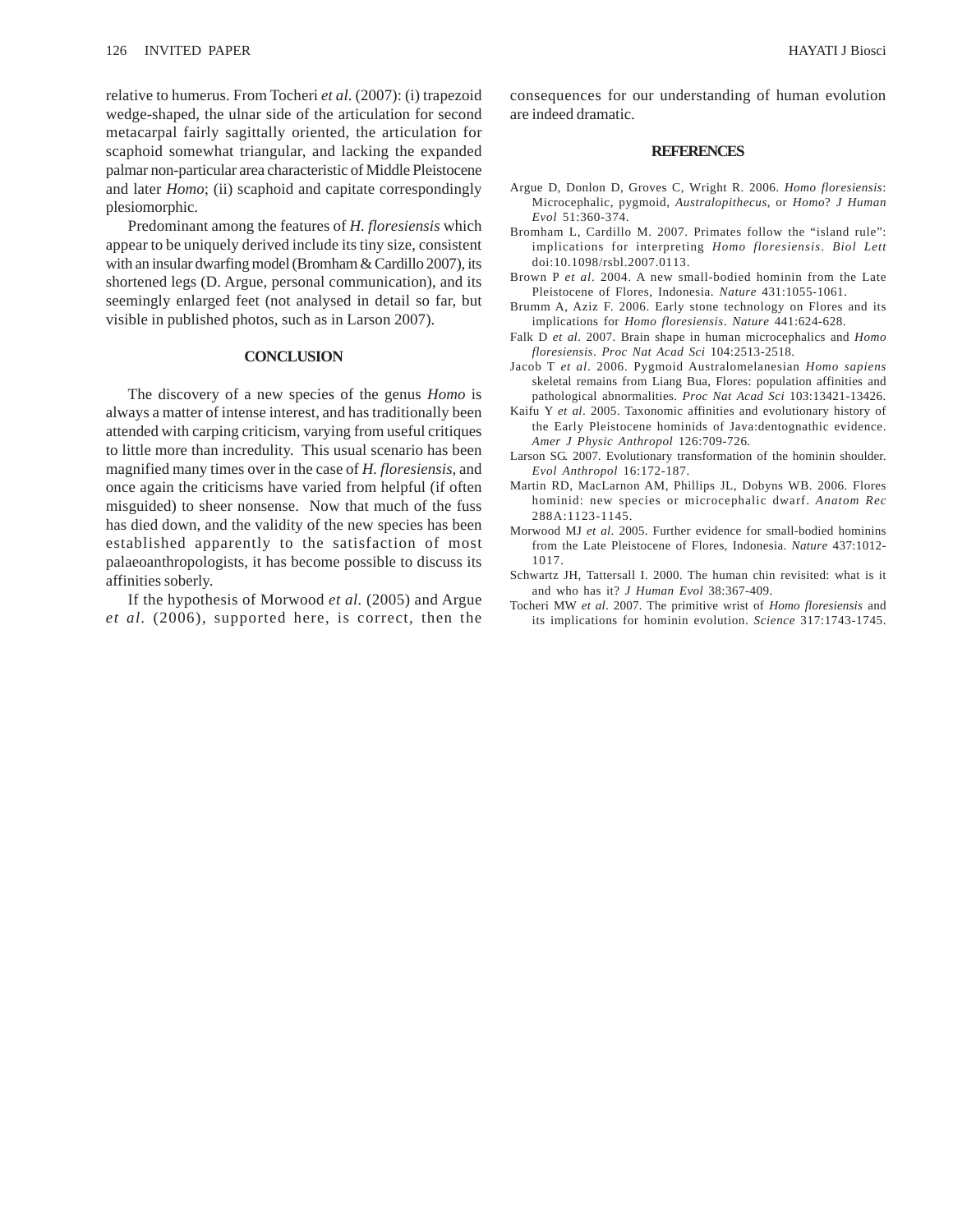relative to humerus. From Tocheri *et al*. (2007): (i) trapezoid wedge-shaped, the ulnar side of the articulation for second metacarpal fairly sagittally oriented, the articulation for scaphoid somewhat triangular, and lacking the expanded palmar non-particular area characteristic of Middle Pleistocene and later *Homo*; (ii) scaphoid and capitate correspondingly plesiomorphic.

Predominant among the features of *H. floresiensis* which appear to be uniquely derived include its tiny size, consistent with an insular dwarfing model (Bromham & Cardillo 2007), its shortened legs (D. Argue, personal communication), and its seemingly enlarged feet (not analysed in detail so far, but visible in published photos, such as in Larson 2007).

## CONCLUSION

The discovery of a new species of the genus *Homo* is always a matter of intense interest, and has traditionally been attended with carping criticism, varying from useful critiques to little more than incredulity. This usual scenario has been magnified many times over in the case of *H. floresiensis*, and once again the criticisms have varied from helpful (if often misguided) to sheer nonsense. Now that much of the fuss has died down, and the validity of the new species has been established apparently to the satisfaction of most palaeoanthropologists, it has become possible to discuss its affinities soberly.

If the hypothesis of Morwood *et al.* (2005) and Argue *et al*. (2006), supported here, is correct, then the consequences for our understanding of human evolution are indeed dramatic.

## REFERENCES

Argue D, Donlon D, Groves C, Wright R. 2006. *Homo floresiensis*: Microcephalic, pygmoid, *Australopithecus*, or *Homo*? *J Human Evol* 51:360-374.

Bromham L, Cardillo M. 2007. Primates follow the "island rule": implications for interpreting *Homo floresiensis*. *Biol Lett* doi:10.1098/rsbl.2007.0113.

Brown P *et al*. 2004. A new small-bodied hominin from the Late Pleistocene of Flores, Indonesia. *Nature* 431:1055-1061.

Brumm A, Aziz F. 2006. Early stone technology on Flores and its implications for *Homo floresiensis*. *Nature* 441:624-628.

Falk D *et al*. 2007. Brain shape in human microcephalics and *Homo floresiensis*. *Proc Nat Acad Sci* 104:2513-2518.

Jacob T *et al*. 2006. Pygmoid Australomelanesian *Homo sapiens* skeletal remains from Liang Bua, Flores: population affinities and pathological abnormalities. *Proc Nat Acad Sci* 103:13421-13426.

Kaifu Y *et al*. 2005. Taxonomic affinities and evolutionary history of the Early Pleistocene hominids of Java:dentognathic evidence. *Amer J Physic Anthropol* 126:709-726.

Larson SG. 2007. Evolutionary transformation of the hominin shoulder. *Evol Anthropol* 16:172-187.

Martin RD, MacLarnon AM, Phillips JL, Dobyns WB. 2006. Flores hominid: new species or microcephalic dwarf. *Anatom Rec* 288A:1123-1145.

Morwood MJ *et al*. 2005. Further evidence for small-bodied hominins from the Late Pleistocene of Flores, Indonesia. *Nature* 437:1012-1017.

Schwartz JH, Tattersall I. 2000. The human chin revisited: what is it and who has it? *J Human Evol* 38:367-409.

Tocheri MW *et al*. 2007. The primitive wrist of *Homo floresiensis* and its implications for hominin evolution. *Science* 317:1743-1745.